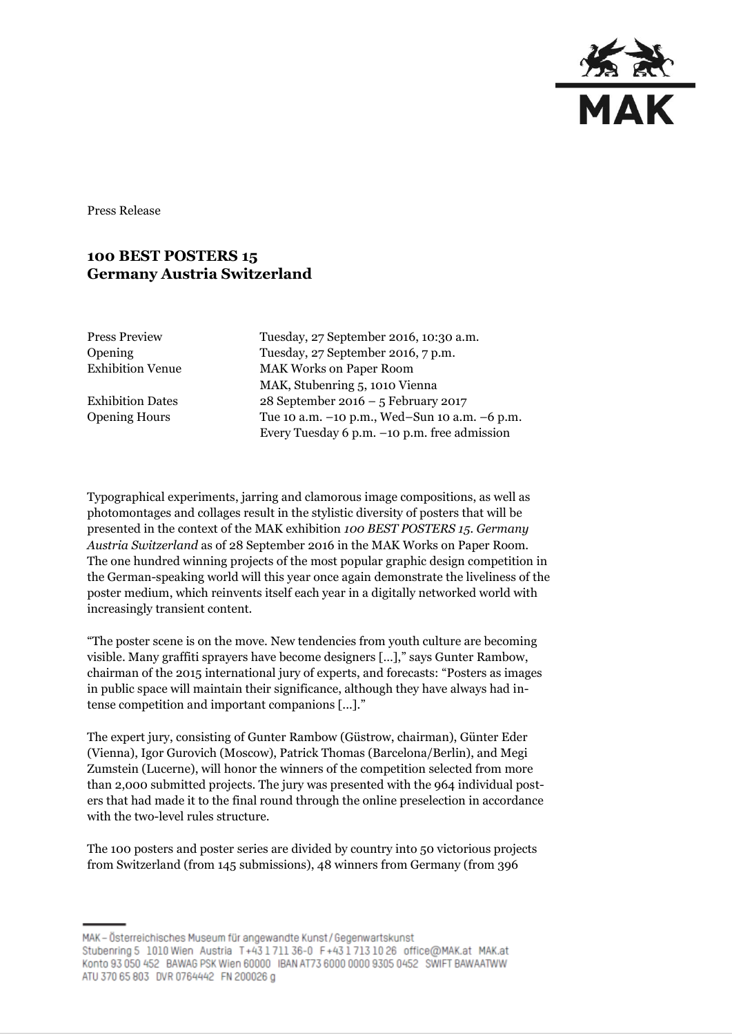Press Release

# 100 BEST POSTERS 15
# Germany Austria Switzerland

| | |
|---|---|
| Press Preview | Tuesday, 27 September 2016, 10:30 a.m. |
| Opening | Tuesday, 27 September 2016, 7 p.m. |
| Exhibition Venue | MAK Works on Paper Room<br>MAK, Stubenring 5, 1010 Vienna |
| Exhibition Dates | 28 September 2016 – 5 February 2017 |
| Opening Hours | Tue 10 a.m. –10 p.m., Wed–Sun 10 a.m. –6 p.m.<br>Every Tuesday 6 p.m. –10 p.m. free admission |

Typographical experiments, jarring and clamorous image compositions, as well as photomontages and collages result in the stylistic diversity of posters that will be presented in the context of the MAK exhibition *100 BEST POSTERS 15. Germany Austria Switzerland* as of 28 September 2016 in the MAK Works on Paper Room. The one hundred winning projects of the most popular graphic design competition in the German-speaking world will this year once again demonstrate the liveliness of the poster medium, which reinvents itself each year in a digitally networked world with increasingly transient content.

"The poster scene is on the move. New tendencies from youth culture are becoming visible. Many graffiti sprayers have become designers […]," says Gunter Rambow, chairman of the 2015 international jury of experts, and forecasts: "Posters as images in public space will maintain their significance, although they have always had intense competition and important companions […]."

The expert jury, consisting of Gunter Rambow (Güstrow, chairman), Günter Eder (Vienna), Igor Gurovich (Moscow), Patrick Thomas (Barcelona/Berlin), and Megi Zumstein (Lucerne), will honor the winners of the competition selected from more than 2,000 submitted projects. The jury was presented with the 964 individual posters that had made it to the final round through the online preselection in accordance with the two-level rules structure.

The 100 posters and poster series are divided by country into 50 victorious projects from Switzerland (from 145 submissions), 48 winners from Germany (from 396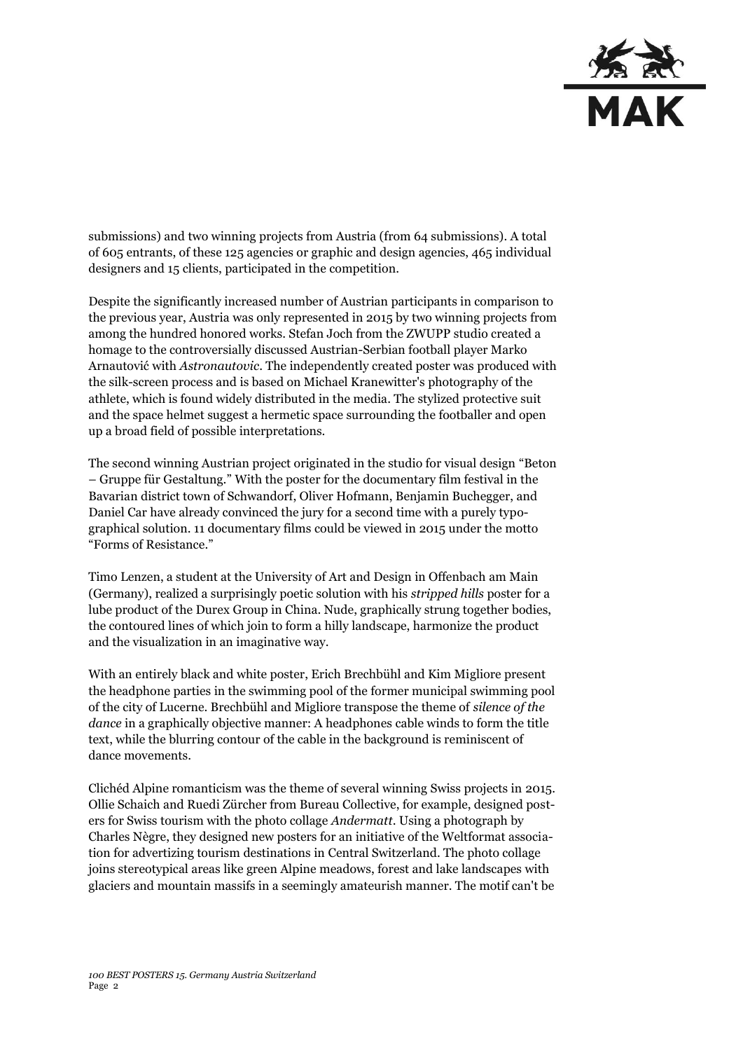submissions) and two winning projects from Austria (from 64 submissions). A total of 605 entrants, of these 125 agencies or graphic and design agencies, 465 individual designers and 15 clients, participated in the competition.

Despite the significantly increased number of Austrian participants in comparison to the previous year, Austria was only represented in 2015 by two winning projects from among the hundred honored works. Stefan Joch from the ZWUPP studio created a homage to the controversially discussed Austrian-Serbian football player Marko Arnautović with *Astronautovic*. The independently created poster was produced with the silk-screen process and is based on Michael Kranewitter's photography of the athlete, which is found widely distributed in the media. The stylized protective suit and the space helmet suggest a hermetic space surrounding the footballer and open up a broad field of possible interpretations.

The second winning Austrian project originated in the studio for visual design "Beton – Gruppe für Gestaltung." With the poster for the documentary film festival in the Bavarian district town of Schwandorf, Oliver Hofmann, Benjamin Buchegger, and Daniel Car have already convinced the jury for a second time with a purely typographical solution. 11 documentary films could be viewed in 2015 under the motto "Forms of Resistance."

Timo Lenzen, a student at the University of Art and Design in Offenbach am Main (Germany), realized a surprisingly poetic solution with his *stripped hills* poster for a lube product of the Durex Group in China. Nude, graphically strung together bodies, the contoured lines of which join to form a hilly landscape, harmonize the product and the visualization in an imaginative way.

With an entirely black and white poster, Erich Brechbühl and Kim Migliore present the headphone parties in the swimming pool of the former municipal swimming pool of the city of Lucerne. Brechbühl and Migliore transpose the theme of *silence of the dance* in a graphically objective manner: A headphones cable winds to form the title text, while the blurring contour of the cable in the background is reminiscent of dance movements.

Clichéd Alpine romanticism was the theme of several winning Swiss projects in 2015. Ollie Schaich and Ruedi Zürcher from Bureau Collective, for example, designed posters for Swiss tourism with the photo collage *Andermatt*. Using a photograph by Charles Nègre, they designed new posters for an initiative of the Weltformat association for advertizing tourism destinations in Central Switzerland. The photo collage joins stereotypical areas like green Alpine meadows, forest and lake landscapes with glaciers and mountain massifs in a seemingly amateurish manner. The motif can't be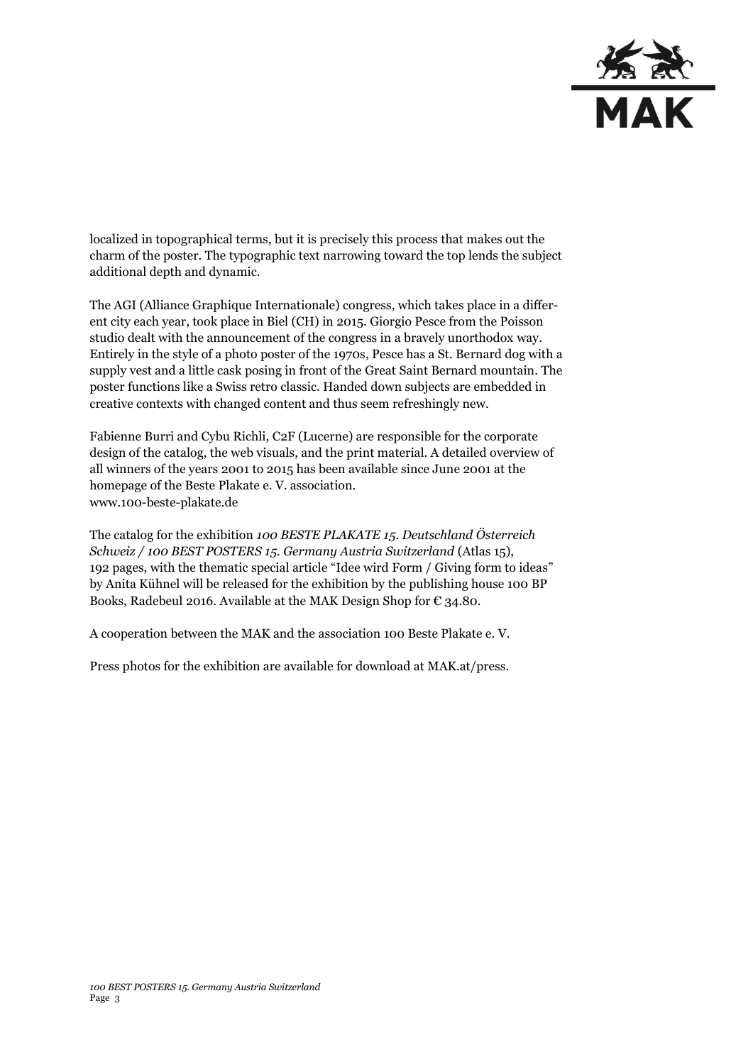localized in topographical terms, but it is precisely this process that makes out the charm of the poster. The typographic text narrowing toward the top lends the subject additional depth and dynamic.

The AGI (Alliance Graphique Internationale) congress, which takes place in a different city each year, took place in Biel (CH) in 2015. Giorgio Pesce from the Poisson studio dealt with the announcement of the congress in a bravely unorthodox way. Entirely in the style of a photo poster of the 1970s, Pesce has a St. Bernard dog with a supply vest and a little cask posing in front of the Great Saint Bernard mountain. The poster functions like a Swiss retro classic. Handed down subjects are embedded in creative contexts with changed content and thus seem refreshingly new.

Fabienne Burri and Cybu Richli, C2F (Lucerne) are responsible for the corporate design of the catalog, the web visuals, and the print material. A detailed overview of all winners of the years 2001 to 2015 has been available since June 2001 at the homepage of the Beste Plakate e. V. association.
www.100-beste-plakate.de

The catalog for the exhibition *100 BESTE PLAKATE 15. Deutschland Österreich Schweiz / 100 BEST POSTERS 15. Germany Austria Switzerland* (Atlas 15), 192 pages, with the thematic special article "Idee wird Form / Giving form to ideas" by Anita Kühnel will be released for the exhibition by the publishing house 100 BP Books, Radebeul 2016. Available at the MAK Design Shop for € 34.80.

A cooperation between the MAK and the association 100 Beste Plakate e. V.

Press photos for the exhibition are available for download at MAK.at/press.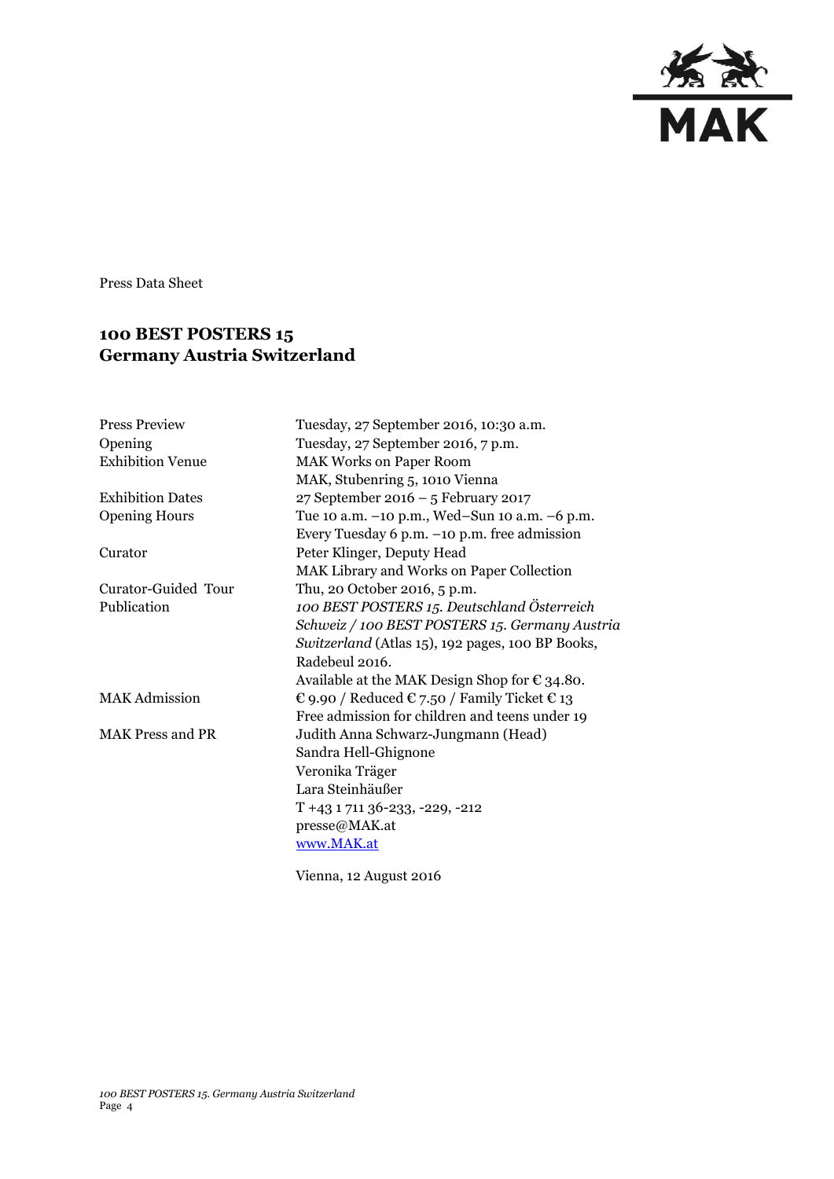Press Data Sheet

## 100 BEST POSTERS 15 Germany Austria Switzerland

| | |
|---|---|
| Press Preview | Tuesday, 27 September 2016, 10:30 a.m. |
| Opening | Tuesday, 27 September 2016, 7 p.m. |
| Exhibition Venue | MAK Works on Paper Room<br>MAK, Stubenring 5, 1010 Vienna |
| Exhibition Dates | 27 September 2016 – 5 February 2017 |
| Opening Hours | Tue 10 a.m. –10 p.m., Wed–Sun 10 a.m. –6 p.m.<br>Every Tuesday 6 p.m. –10 p.m. free admission |
| Curator | Peter Klinger, Deputy Head<br>MAK Library and Works on Paper Collection |
| Curator-Guided Tour | Thu, 20 October 2016, 5 p.m. |
| Publication | *100 BEST POSTERS 15. Deutschland Österreich Schweiz / 100 BEST POSTERS 15. Germany Austria Switzerland* (Atlas 15), 192 pages, 100 BP Books, Radebeul 2016.<br>Available at the MAK Design Shop for € 34.80. |
| MAK Admission | € 9.90 / Reduced € 7.50 / Family Ticket € 13<br>Free admission for children and teens under 19 |
| MAK Press and PR | Judith Anna Schwarz-Jungmann (Head)<br>Sandra Hell-Ghignone<br>Veronika Träger<br>Lara Steinhäußer<br>T +43 1 711 36-233, -229, -212<br>presse@MAK.at<br>[www.MAK.at](http://www.MAK.at) |

Vienna, 12 August 2016